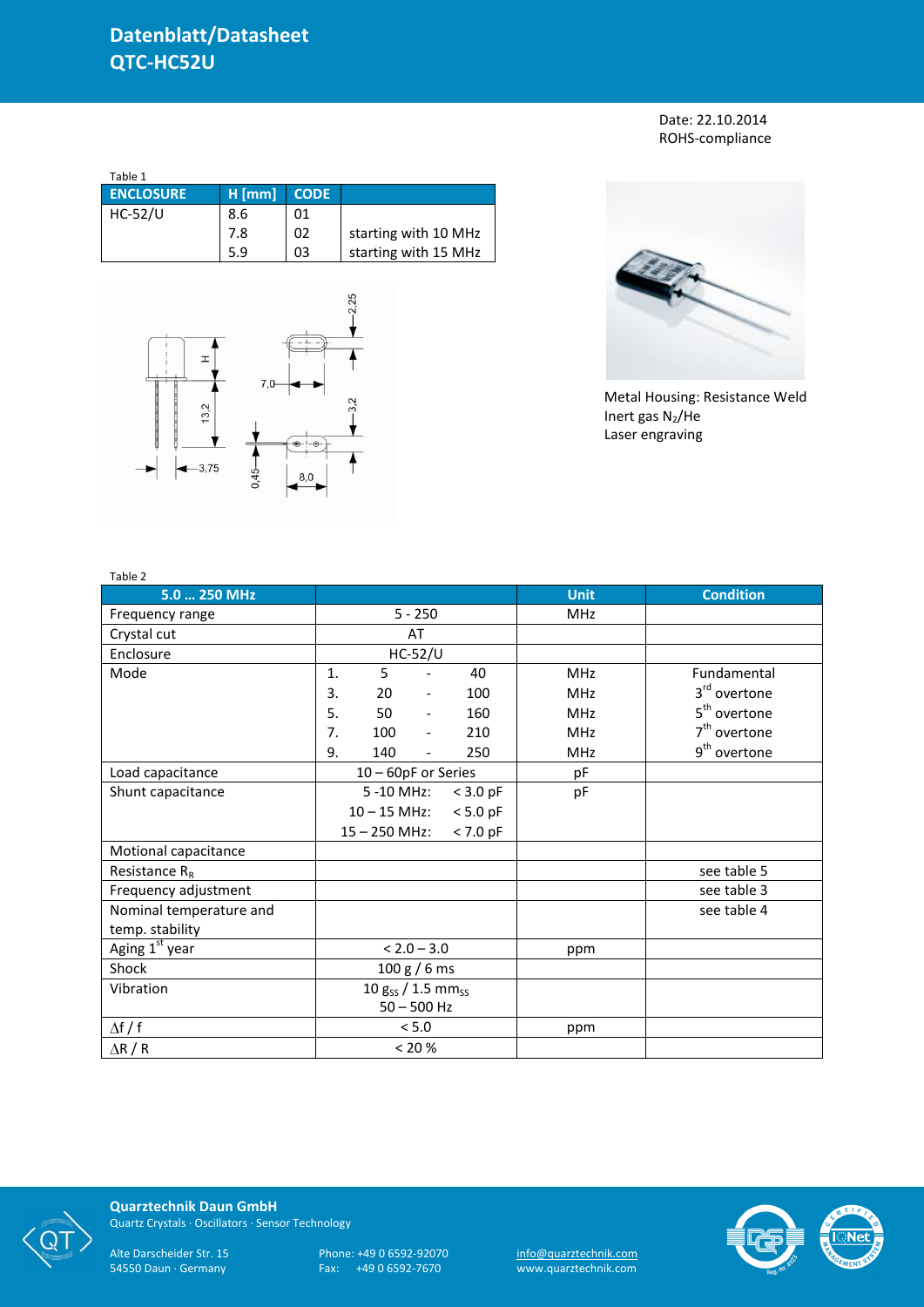# Datenblatt/Datasheet
# QTC-HC52U

Date: 22.10.2014
ROHS-compliance

Table 1

| ENCLOSURE | H [mm] | CODE | |
|---|---|---|---|
| HC-52/U | 8.6 | 01 | |
| | 7.8 | 02 | starting with 10 MHz |
| | 5.9 | 03 | starting with 15 MHz |

Metal Housing: Resistance Weld
Inert gas $N_2$/He
Laser engraving

Table 2

| 5.0 … 250 MHz | | Unit | Condition |
|---|---|---|---|
| Frequency range | 5 - 250 | MHz | |
| Crystal cut | AT | | |
| Enclosure | HC-52/U | | |
| Mode | 1. 5 - 40 | MHz | Fundamental |
| | 3. 20 - 100 | MHz | 3rd overtone |
| | 5. 50 - 160 | MHz | 5th overtone |
| | 7. 100 - 210 | MHz | 7th overtone |
| | 9. 140 - 250 | MHz | 9th overtone |
| Load capacitance | 10 – 60pF or Series | pF | |
| Shunt capacitance | 5 -10 MHz: < 3.0 pF | pF | |
| | 10 – 15 MHz: < 5.0 pF | | |
| | 15 – 250 MHz: < 7.0 pF | | |
| Motional capacitance | | | |
| Resistance $R_R$ | | | see table 5 |
| Frequency adjustment | | | see table 3 |
| Nominal temperature and temp. stability | | | see table 4 |
| Aging 1st year | < 2.0 – 3.0 | ppm | |
| Shock | 100 g / 6 ms | | |
| Vibration | 10 $g_{SS}$ / 1.5 $mm_{SS}$ 50 – 500 Hz | | |
| $\Delta f / f$ | < 5.0 | ppm | |
| $\Delta R / R$ | < 20 % | | |

**Quarztechnik Daun GmbH**
Quartz Crystals · Oscillators · Sensor Technology

Alte Darscheider Str. 15
54550 Daun · Germany

Phone: +49 0 6592-92070
Fax: +49 0 6592-7670

info@quarztechnik.com
www.quarztechnik.com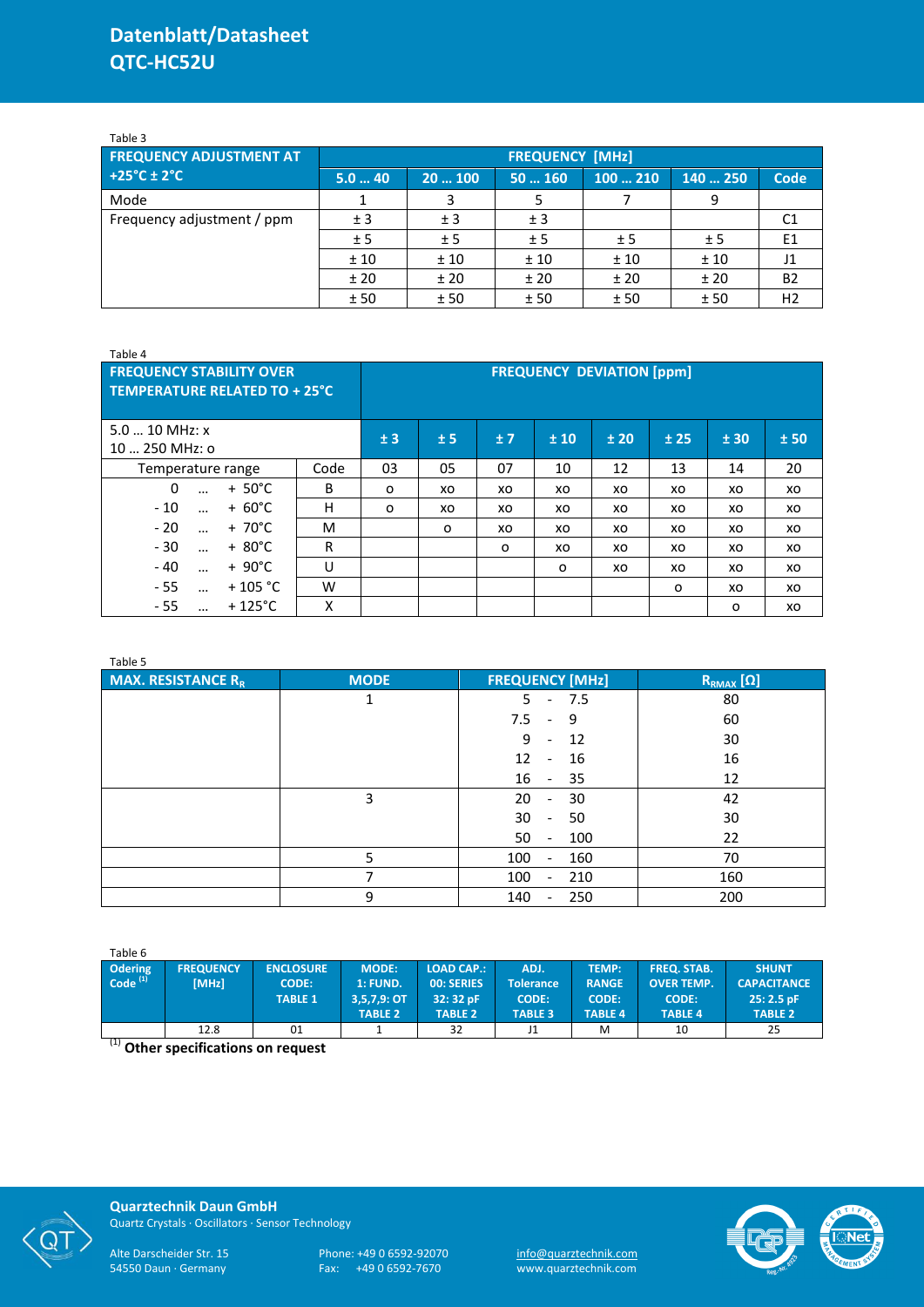Table 3

| FREQUENCY ADJUSTMENT AT +25°C ± 2°C | FREQUENCY [MHz] | | | | | |
|---|---|---|---|---|---|---|
| | 5.0 … 40 | 20 … 100 | 50 … 160 | 100 … 210 | 140 … 250 | Code |
| Mode | 1 | 3 | 5 | 7 | 9 | |
| Frequency adjustment / ppm | ± 3 | ± 3 | ± 3 | | | C1 |
| | ± 5 | ± 5 | ± 5 | ± 5 | ± 5 | E1 |
| | ± 10 | ± 10 | ± 10 | ± 10 | ± 10 | J1 |
| | ± 20 | ± 20 | ± 20 | ± 20 | ± 20 | B2 |
| | ± 50 | ± 50 | ± 50 | ± 50 | ± 50 | H2 |

Table 4

| FREQUENCY STABILITY OVER TEMPERATURE RELATED TO + 25°C | | FREQUENCY DEVIATION [ppm] | | | | | | | |
|---|---|---|---|---|---|---|---|---|---|
| 5.0 … 10 MHz: x<br>10 … 250 MHz: o | | ± 3 | ± 5 | ± 7 | ± 10 | ± 20 | ± 25 | ± 30 | ± 50 |
| Temperature range | Code | 03 | 05 | 07 | 10 | 12 | 13 | 14 | 20 |
| 0 … + 50°C | B | o | xo | xo | xo | xo | xo | xo | xo |
| - 10 … + 60°C | H | o | xo | xo | xo | xo | xo | xo | xo |
| - 20 … + 70°C | M | | o | xo | xo | xo | xo | xo | xo |
| - 30 … + 80°C | R | | | o | xo | xo | xo | xo | xo |
| - 40 … + 90°C | U | | | | o | xo | xo | xo | xo |
| - 55 … + 105 °C | W | | | | | | o | xo | xo |
| - 55 … + 125°C | X | | | | | | | o | xo |

Table 5

| MAX. RESISTANCE $R_R$ | MODE | FREQUENCY [MHz] | $R_{RMAX}$ [Ω] |
|---|---|---|---|
| | 1 | 5 - 7.5 | 80 |
| | | 7.5 - 9 | 60 |
| | | 9 - 12 | 30 |
| | | 12 - 16 | 16 |
| | | 16 - 35 | 12 |
| | 3 | 20 - 30 | 42 |
| | | 30 - 50 | 30 |
| | | 50 - 100 | 22 |
| | 5 | 100 - 160 | 70 |
| | 7 | 100 - 210 | 160 |
| | 9 | 140 - 250 | 200 |

Table 6

| Odering Code [(1)] | FREQUENCY [MHz] | ENCLOSURE CODE: TABLE 1 | MODE: 1: FUND. 3,5,7,9: OT TABLE 2 | LOAD CAP.: 00: SERIES 32: 32 pF TABLE 2 | ADJ. Tolerance CODE: TABLE 3 | TEMP: RANGE CODE: TABLE 4 | FREQ. STAB. OVER TEMP. CODE: TABLE 4 | SHUNT CAPACITANCE 25: 2.5 pF TABLE 2 |
|---|---|---|---|---|---|---|---|---|
| | 12.8 | 01 | 1 | 32 | J1 | M | 10 | 25 |

[(1)] **Other specifications on request**

**Quarztechnik Daun GmbH**
Quartz Crystals · Oscillators · Sensor Technology

Alte Darscheider Str. 15
54550 Daun · Germany

Phone: +49 0 6592-92070
Fax: +49 0 6592-7670

info@quarztechnik.com
www.quarztechnik.com